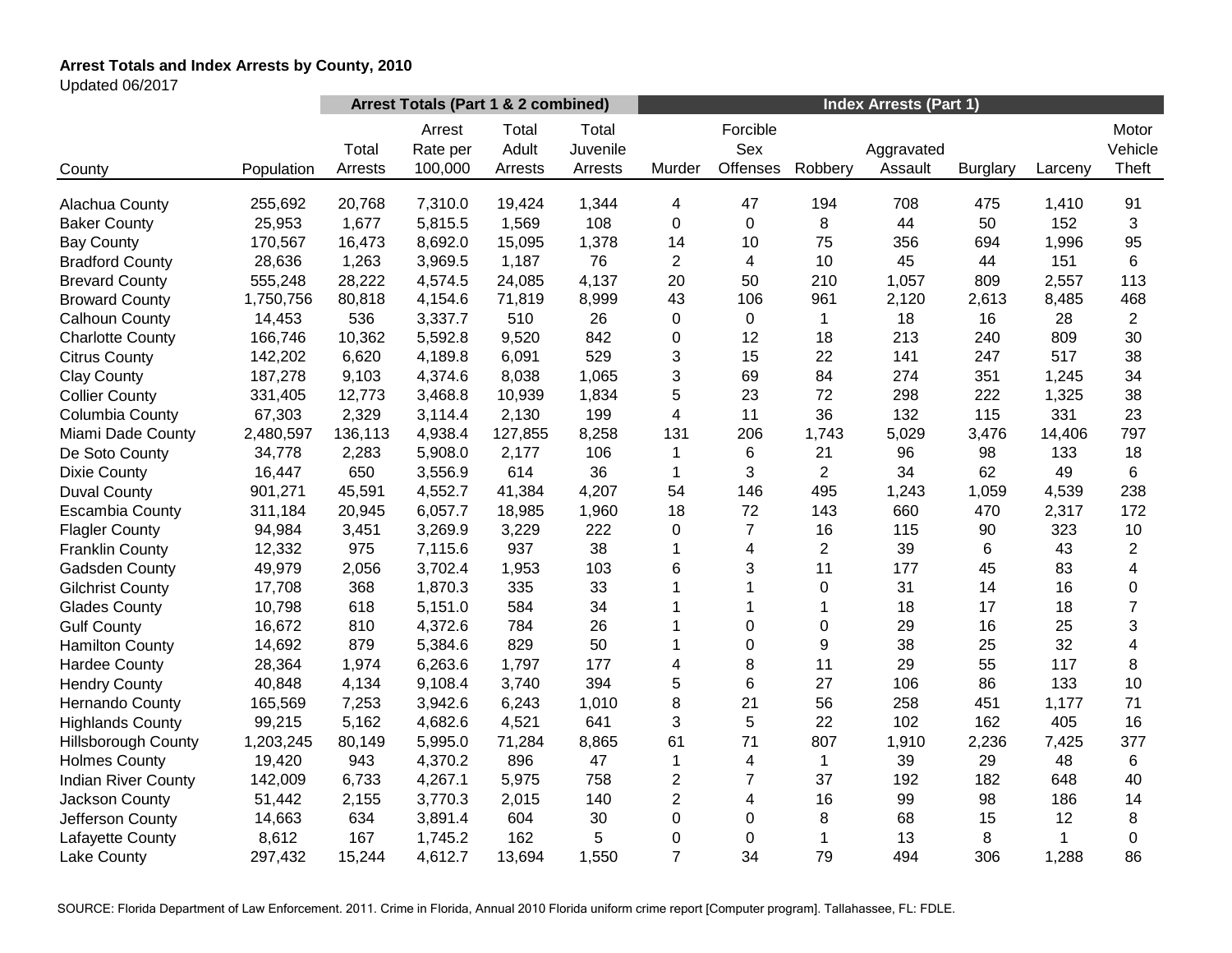**Arrest Totals and Index Arrests by County, 2010**

Updated 06/2017

| | | Arrest Totals (Part 1 & 2 combined) | | | | Index Arrests (Part 1) | | | | | | |
|---|---|---|---|---|---|---|---|---|---|---|---|---|
| County | Population | Total Arrests | Arrest Rate per 100,000 | Total Adult Arrests | Total Juvenile Arrests | Murder | Forcible Sex Offenses | Robbery | Aggravated Assault | Burglary | Larceny | Motor Vehicle Theft |
| Alachua County | 255,692 | 20,768 | 7,310.0 | 19,424 | 1,344 | 4 | 47 | 194 | 708 | 475 | 1,410 | 91 |
| Baker County | 25,953 | 1,677 | 5,815.5 | 1,569 | 108 | 0 | 0 | 8 | 44 | 50 | 152 | 3 |
| Bay County | 170,567 | 16,473 | 8,692.0 | 15,095 | 1,378 | 14 | 10 | 75 | 356 | 694 | 1,996 | 95 |
| Bradford County | 28,636 | 1,263 | 3,969.5 | 1,187 | 76 | 2 | 4 | 10 | 45 | 44 | 151 | 6 |
| Brevard County | 555,248 | 28,222 | 4,574.5 | 24,085 | 4,137 | 20 | 50 | 210 | 1,057 | 809 | 2,557 | 113 |
| Broward County | 1,750,756 | 80,818 | 4,154.6 | 71,819 | 8,999 | 43 | 106 | 961 | 2,120 | 2,613 | 8,485 | 468 |
| Calhoun County | 14,453 | 536 | 3,337.7 | 510 | 26 | 0 | 0 | 1 | 18 | 16 | 28 | 2 |
| Charlotte County | 166,746 | 10,362 | 5,592.8 | 9,520 | 842 | 0 | 12 | 18 | 213 | 240 | 809 | 30 |
| Citrus County | 142,202 | 6,620 | 4,189.8 | 6,091 | 529 | 3 | 15 | 22 | 141 | 247 | 517 | 38 |
| Clay County | 187,278 | 9,103 | 4,374.6 | 8,038 | 1,065 | 3 | 69 | 84 | 274 | 351 | 1,245 | 34 |
| Collier County | 331,405 | 12,773 | 3,468.8 | 10,939 | 1,834 | 5 | 23 | 72 | 298 | 222 | 1,325 | 38 |
| Columbia County | 67,303 | 2,329 | 3,114.4 | 2,130 | 199 | 4 | 11 | 36 | 132 | 115 | 331 | 23 |
| Miami Dade County | 2,480,597 | 136,113 | 4,938.4 | 127,855 | 8,258 | 131 | 206 | 1,743 | 5,029 | 3,476 | 14,406 | 797 |
| De Soto County | 34,778 | 2,283 | 5,908.0 | 2,177 | 106 | 1 | 6 | 21 | 96 | 98 | 133 | 18 |
| Dixie County | 16,447 | 650 | 3,556.9 | 614 | 36 | 1 | 3 | 2 | 34 | 62 | 49 | 6 |
| Duval County | 901,271 | 45,591 | 4,552.7 | 41,384 | 4,207 | 54 | 146 | 495 | 1,243 | 1,059 | 4,539 | 238 |
| Escambia County | 311,184 | 20,945 | 6,057.7 | 18,985 | 1,960 | 18 | 72 | 143 | 660 | 470 | 2,317 | 172 |
| Flagler County | 94,984 | 3,451 | 3,269.9 | 3,229 | 222 | 0 | 7 | 16 | 115 | 90 | 323 | 10 |
| Franklin County | 12,332 | 975 | 7,115.6 | 937 | 38 | 1 | 4 | 2 | 39 | 6 | 43 | 2 |
| Gadsden County | 49,979 | 2,056 | 3,702.4 | 1,953 | 103 | 6 | 3 | 11 | 177 | 45 | 83 | 4 |
| Gilchrist County | 17,708 | 368 | 1,870.3 | 335 | 33 | 1 | 1 | 0 | 31 | 14 | 16 | 0 |
| Glades County | 10,798 | 618 | 5,151.0 | 584 | 34 | 1 | 1 | 1 | 18 | 17 | 18 | 7 |
| Gulf County | 16,672 | 810 | 4,372.6 | 784 | 26 | 1 | 0 | 0 | 29 | 16 | 25 | 3 |
| Hamilton County | 14,692 | 879 | 5,384.6 | 829 | 50 | 1 | 0 | 9 | 38 | 25 | 32 | 4 |
| Hardee County | 28,364 | 1,974 | 6,263.6 | 1,797 | 177 | 4 | 8 | 11 | 29 | 55 | 117 | 8 |
| Hendry County | 40,848 | 4,134 | 9,108.4 | 3,740 | 394 | 5 | 6 | 27 | 106 | 86 | 133 | 10 |
| Hernando County | 165,569 | 7,253 | 3,942.6 | 6,243 | 1,010 | 8 | 21 | 56 | 258 | 451 | 1,177 | 71 |
| Highlands County | 99,215 | 5,162 | 4,682.6 | 4,521 | 641 | 3 | 5 | 22 | 102 | 162 | 405 | 16 |
| Hillsborough County | 1,203,245 | 80,149 | 5,995.0 | 71,284 | 8,865 | 61 | 71 | 807 | 1,910 | 2,236 | 7,425 | 377 |
| Holmes County | 19,420 | 943 | 4,370.2 | 896 | 47 | 1 | 4 | 1 | 39 | 29 | 48 | 6 |
| Indian River County | 142,009 | 6,733 | 4,267.1 | 5,975 | 758 | 2 | 7 | 37 | 192 | 182 | 648 | 40 |
| Jackson County | 51,442 | 2,155 | 3,770.3 | 2,015 | 140 | 2 | 4 | 16 | 99 | 98 | 186 | 14 |
| Jefferson County | 14,663 | 634 | 3,891.4 | 604 | 30 | 0 | 0 | 8 | 68 | 15 | 12 | 8 |
| Lafayette County | 8,612 | 167 | 1,745.2 | 162 | 5 | 0 | 0 | 1 | 13 | 8 | 1 | 0 |
| Lake County | 297,432 | 15,244 | 4,612.7 | 13,694 | 1,550 | 7 | 34 | 79 | 494 | 306 | 1,288 | 86 |

SOURCE: Florida Department of Law Enforcement. 2011. Crime in Florida, Annual 2010 Florida uniform crime report [Computer program]. Tallahassee, FL: FDLE.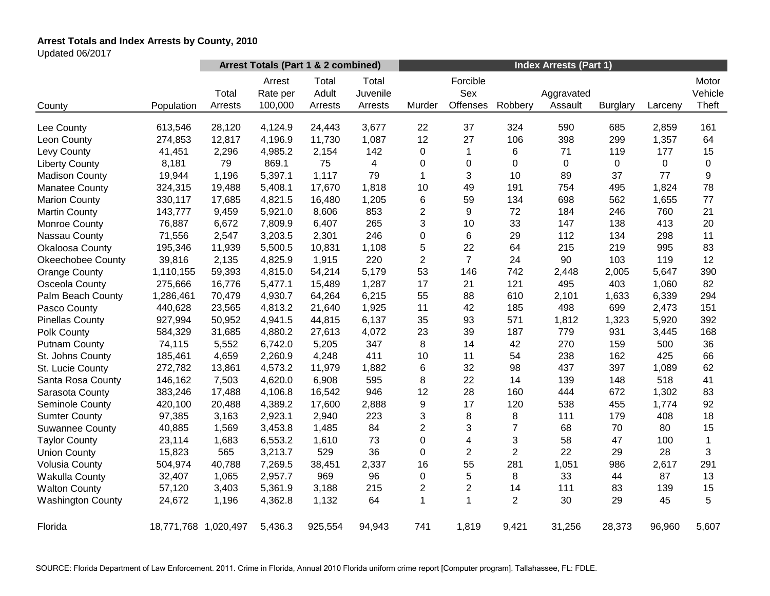**Arrest Totals and Index Arrests by County, 2010**

Updated 06/2017

| | | Arrest Totals (Part 1 & 2 combined) | | | | Index Arrests (Part 1) | | | | | | |
|---|---|---|---|---|---|---|---|---|---|---|---|---|
| County | Population | Total Arrests | Arrest Rate per 100,000 | Total Adult Arrests | Total Juvenile Arrests | Murder | Forcible Sex Offenses | Robbery | Aggravated Assault | Burglary | Larceny | Motor Vehicle Theft |
| Lee County | 613,546 | 28,120 | 4,124.9 | 24,443 | 3,677 | 22 | 37 | 324 | 590 | 685 | 2,859 | 161 |
| Leon County | 274,853 | 12,817 | 4,196.9 | 11,730 | 1,087 | 12 | 27 | 106 | 398 | 299 | 1,357 | 64 |
| Levy County | 41,451 | 2,296 | 4,985.2 | 2,154 | 142 | 0 | 1 | 6 | 71 | 119 | 177 | 15 |
| Liberty County | 8,181 | 79 | 869.1 | 75 | 4 | 0 | 0 | 0 | 0 | 0 | 0 | 0 |
| Madison County | 19,944 | 1,196 | 5,397.1 | 1,117 | 79 | 1 | 3 | 10 | 89 | 37 | 77 | 9 |
| Manatee County | 324,315 | 19,488 | 5,408.1 | 17,670 | 1,818 | 10 | 49 | 191 | 754 | 495 | 1,824 | 78 |
| Marion County | 330,117 | 17,685 | 4,821.5 | 16,480 | 1,205 | 6 | 59 | 134 | 698 | 562 | 1,655 | 77 |
| Martin County | 143,777 | 9,459 | 5,921.0 | 8,606 | 853 | 2 | 9 | 72 | 184 | 246 | 760 | 21 |
| Monroe County | 76,887 | 6,672 | 7,809.9 | 6,407 | 265 | 3 | 10 | 33 | 147 | 138 | 413 | 20 |
| Nassau County | 71,556 | 2,547 | 3,203.5 | 2,301 | 246 | 0 | 6 | 29 | 112 | 134 | 298 | 11 |
| Okaloosa County | 195,346 | 11,939 | 5,500.5 | 10,831 | 1,108 | 5 | 22 | 64 | 215 | 219 | 995 | 83 |
| Okeechobee County | 39,816 | 2,135 | 4,825.9 | 1,915 | 220 | 2 | 7 | 24 | 90 | 103 | 119 | 12 |
| Orange County | 1,110,155 | 59,393 | 4,815.0 | 54,214 | 5,179 | 53 | 146 | 742 | 2,448 | 2,005 | 5,647 | 390 |
| Osceola County | 275,666 | 16,776 | 5,477.1 | 15,489 | 1,287 | 17 | 21 | 121 | 495 | 403 | 1,060 | 82 |
| Palm Beach County | 1,286,461 | 70,479 | 4,930.7 | 64,264 | 6,215 | 55 | 88 | 610 | 2,101 | 1,633 | 6,339 | 294 |
| Pasco County | 440,628 | 23,565 | 4,813.2 | 21,640 | 1,925 | 11 | 42 | 185 | 498 | 699 | 2,473 | 151 |
| Pinellas County | 927,994 | 50,952 | 4,941.5 | 44,815 | 6,137 | 35 | 93 | 571 | 1,812 | 1,323 | 5,920 | 392 |
| Polk County | 584,329 | 31,685 | 4,880.2 | 27,613 | 4,072 | 23 | 39 | 187 | 779 | 931 | 3,445 | 168 |
| Putnam County | 74,115 | 5,552 | 6,742.0 | 5,205 | 347 | 8 | 14 | 42 | 270 | 159 | 500 | 36 |
| St. Johns County | 185,461 | 4,659 | 2,260.9 | 4,248 | 411 | 10 | 11 | 54 | 238 | 162 | 425 | 66 |
| St. Lucie County | 272,782 | 13,861 | 4,573.2 | 11,979 | 1,882 | 6 | 32 | 98 | 437 | 397 | 1,089 | 62 |
| Santa Rosa County | 146,162 | 7,503 | 4,620.0 | 6,908 | 595 | 8 | 22 | 14 | 139 | 148 | 518 | 41 |
| Sarasota County | 383,246 | 17,488 | 4,106.8 | 16,542 | 946 | 12 | 28 | 160 | 444 | 672 | 1,302 | 83 |
| Seminole County | 420,100 | 20,488 | 4,389.2 | 17,600 | 2,888 | 9 | 17 | 120 | 538 | 455 | 1,774 | 92 |
| Sumter County | 97,385 | 3,163 | 2,923.1 | 2,940 | 223 | 3 | 8 | 8 | 111 | 179 | 408 | 18 |
| Suwannee County | 40,885 | 1,569 | 3,453.8 | 1,485 | 84 | 2 | 3 | 7 | 68 | 70 | 80 | 15 |
| Taylor County | 23,114 | 1,683 | 6,553.2 | 1,610 | 73 | 0 | 4 | 3 | 58 | 47 | 100 | 1 |
| Union County | 15,823 | 565 | 3,213.7 | 529 | 36 | 0 | 2 | 2 | 22 | 29 | 28 | 3 |
| Volusia County | 504,974 | 40,788 | 7,269.5 | 38,451 | 2,337 | 16 | 55 | 281 | 1,051 | 986 | 2,617 | 291 |
| Wakulla County | 32,407 | 1,065 | 2,957.7 | 969 | 96 | 0 | 5 | 8 | 33 | 44 | 87 | 13 |
| Walton County | 57,120 | 3,403 | 5,361.9 | 3,188 | 215 | 2 | 2 | 14 | 111 | 83 | 139 | 15 |
| Washington County | 24,672 | 1,196 | 4,362.8 | 1,132 | 64 | 1 | 1 | 2 | 30 | 29 | 45 | 5 |
| Florida | 18,771,768 | 1,020,497 | 5,436.3 | 925,554 | 94,943 | 741 | 1,819 | 9,421 | 31,256 | 28,373 | 96,960 | 5,607 |

SOURCE: Florida Department of Law Enforcement. 2011. Crime in Florida, Annual 2010 Florida uniform crime report [Computer program]. Tallahassee, FL: FDLE.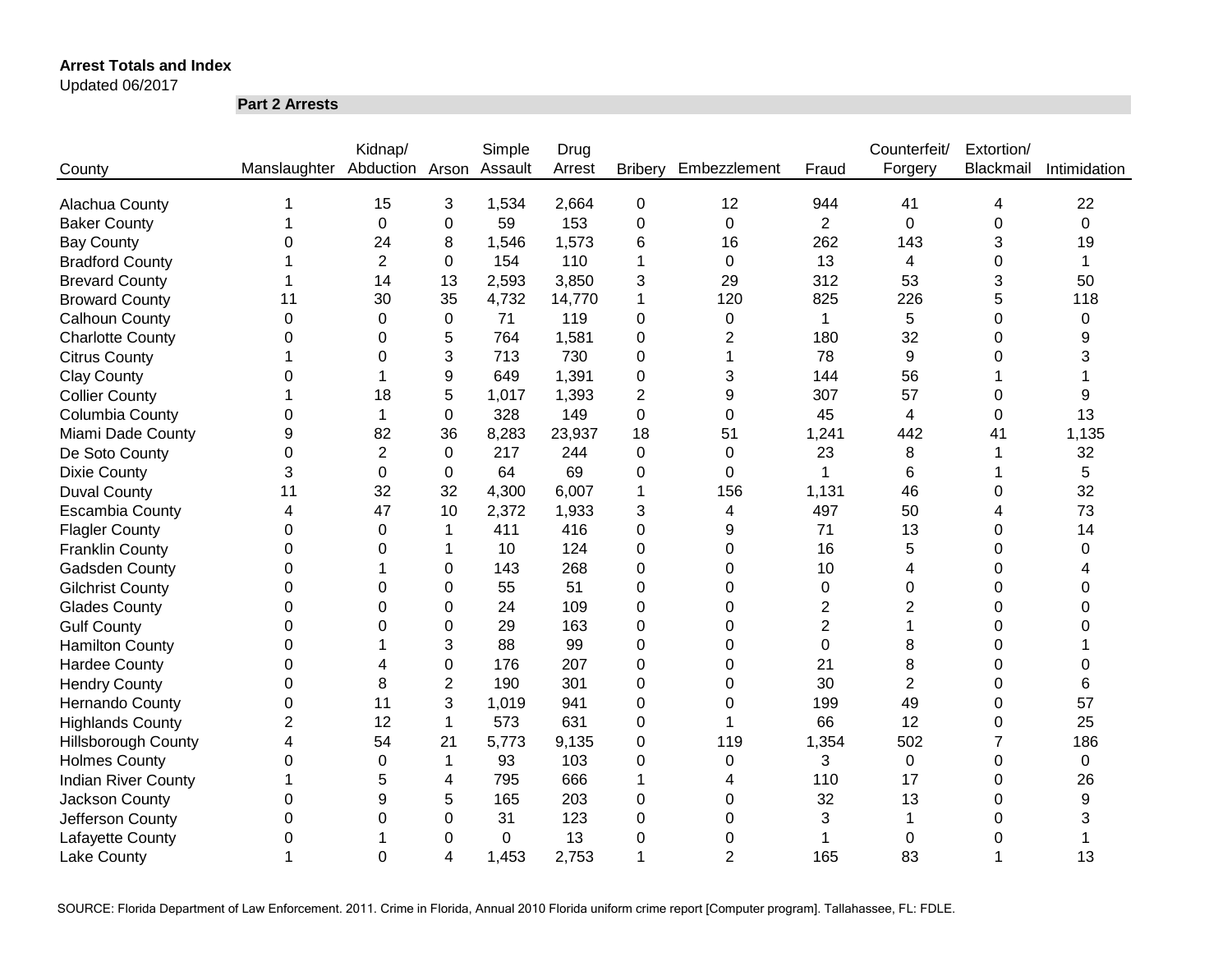**Arrest Totals and Index**

Updated 06/2017

**Part 2 Arrests**

| County | Manslaughter | Kidnap/ Abduction | Arson | Simple Assault | Drug Arrest | Bribery | Embezzlement | Fraud | Counterfeit/ Forgery | Extortion/ Blackmail | Intimidation |
|---|---|---|---|---|---|---|---|---|---|---|---|
| Alachua County | 1 | 15 | 3 | 1,534 | 2,664 | 0 | 12 | 944 | 41 | 4 | 22 |
| Baker County | 1 | 0 | 0 | 59 | 153 | 0 | 0 | 2 | 0 | 0 | 0 |
| Bay County | 0 | 24 | 8 | 1,546 | 1,573 | 6 | 16 | 262 | 143 | 3 | 19 |
| Bradford County | 1 | 2 | 0 | 154 | 110 | 1 | 0 | 13 | 4 | 0 | 1 |
| Brevard County | 1 | 14 | 13 | 2,593 | 3,850 | 3 | 29 | 312 | 53 | 3 | 50 |
| Broward County | 11 | 30 | 35 | 4,732 | 14,770 | 1 | 120 | 825 | 226 | 5 | 118 |
| Calhoun County | 0 | 0 | 0 | 71 | 119 | 0 | 0 | 1 | 5 | 0 | 0 |
| Charlotte County | 0 | 0 | 5 | 764 | 1,581 | 0 | 2 | 180 | 32 | 0 | 9 |
| Citrus County | 1 | 0 | 3 | 713 | 730 | 0 | 1 | 78 | 9 | 0 | 3 |
| Clay County | 0 | 1 | 9 | 649 | 1,391 | 0 | 3 | 144 | 56 | 1 | 1 |
| Collier County | 1 | 18 | 5 | 1,017 | 1,393 | 2 | 9 | 307 | 57 | 0 | 9 |
| Columbia County | 0 | 1 | 0 | 328 | 149 | 0 | 0 | 45 | 4 | 0 | 13 |
| Miami Dade County | 9 | 82 | 36 | 8,283 | 23,937 | 18 | 51 | 1,241 | 442 | 41 | 1,135 |
| De Soto County | 0 | 2 | 0 | 217 | 244 | 0 | 0 | 23 | 8 | 1 | 32 |
| Dixie County | 3 | 0 | 0 | 64 | 69 | 0 | 0 | 1 | 6 | 1 | 5 |
| Duval County | 11 | 32 | 32 | 4,300 | 6,007 | 1 | 156 | 1,131 | 46 | 0 | 32 |
| Escambia County | 4 | 47 | 10 | 2,372 | 1,933 | 3 | 4 | 497 | 50 | 4 | 73 |
| Flagler County | 0 | 0 | 1 | 411 | 416 | 0 | 9 | 71 | 13 | 0 | 14 |
| Franklin County | 0 | 0 | 1 | 10 | 124 | 0 | 0 | 16 | 5 | 0 | 0 |
| Gadsden County | 0 | 1 | 0 | 143 | 268 | 0 | 0 | 10 | 4 | 0 | 4 |
| Gilchrist County | 0 | 0 | 0 | 55 | 51 | 0 | 0 | 0 | 0 | 0 | 0 |
| Glades County | 0 | 0 | 0 | 24 | 109 | 0 | 0 | 2 | 2 | 0 | 0 |
| Gulf County | 0 | 0 | 0 | 29 | 163 | 0 | 0 | 2 | 1 | 0 | 0 |
| Hamilton County | 0 | 1 | 3 | 88 | 99 | 0 | 0 | 0 | 8 | 0 | 1 |
| Hardee County | 0 | 4 | 0 | 176 | 207 | 0 | 0 | 21 | 8 | 0 | 0 |
| Hendry County | 0 | 8 | 2 | 190 | 301 | 0 | 0 | 30 | 2 | 0 | 6 |
| Hernando County | 0 | 11 | 3 | 1,019 | 941 | 0 | 0 | 199 | 49 | 0 | 57 |
| Highlands County | 2 | 12 | 1 | 573 | 631 | 0 | 1 | 66 | 12 | 0 | 25 |
| Hillsborough County | 4 | 54 | 21 | 5,773 | 9,135 | 0 | 119 | 1,354 | 502 | 7 | 186 |
| Holmes County | 0 | 0 | 1 | 93 | 103 | 0 | 0 | 3 | 0 | 0 | 0 |
| Indian River County | 1 | 5 | 4 | 795 | 666 | 1 | 4 | 110 | 17 | 0 | 26 |
| Jackson County | 0 | 9 | 5 | 165 | 203 | 0 | 0 | 32 | 13 | 0 | 9 |
| Jefferson County | 0 | 0 | 0 | 31 | 123 | 0 | 0 | 3 | 1 | 0 | 3 |
| Lafayette County | 0 | 1 | 0 | 0 | 13 | 0 | 0 | 1 | 0 | 0 | 1 |
| Lake County | 1 | 0 | 4 | 1,453 | 2,753 | 1 | 2 | 165 | 83 | 1 | 13 |

SOURCE: Florida Department of Law Enforcement. 2011. Crime in Florida, Annual 2010 Florida uniform crime report [Computer program]. Tallahassee, FL: FDLE.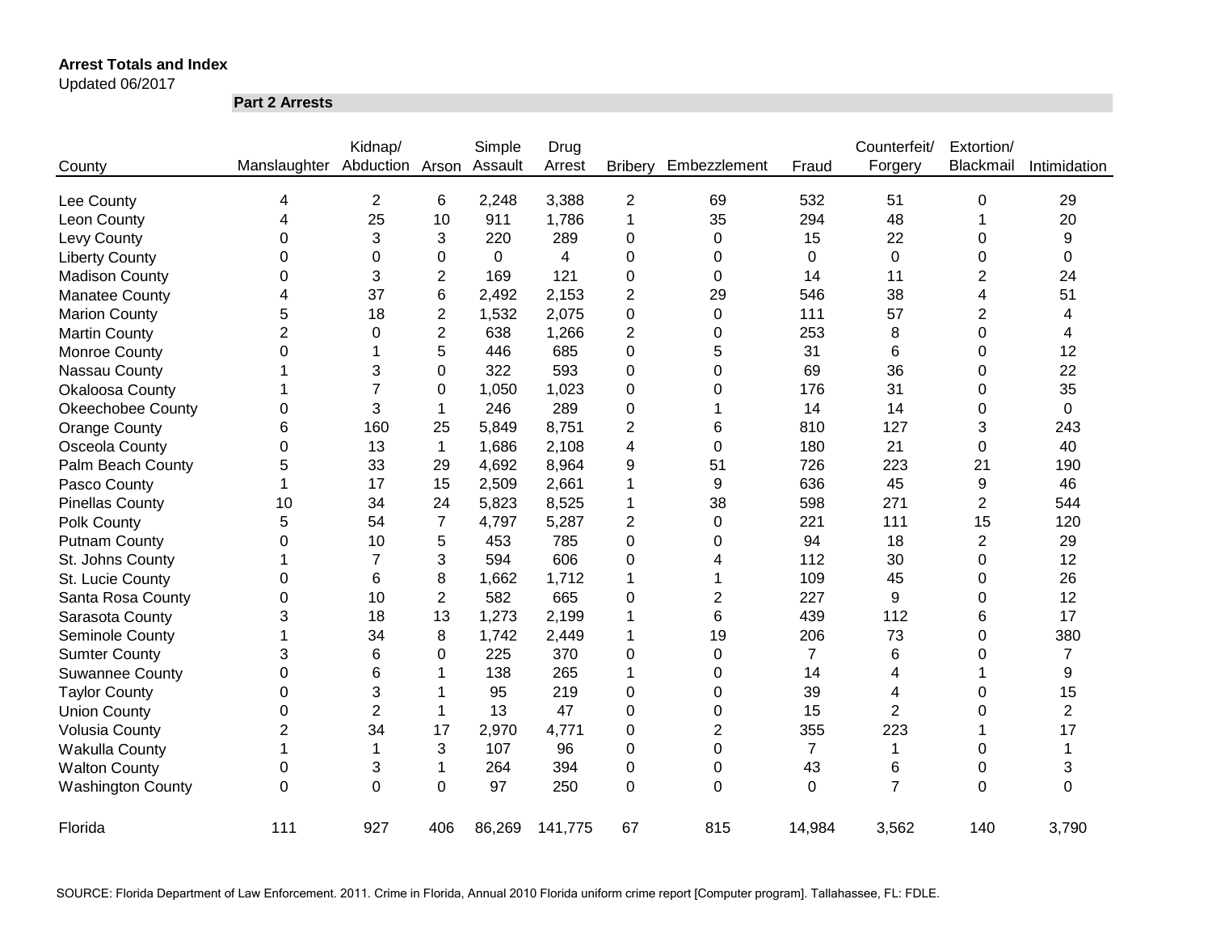**Arrest Totals and Index**

Updated 06/2017

**Part 2 Arrests**

| County | Manslaughter | Kidnap/ Abduction | Arson | Simple Assault | Drug Arrest | Bribery | Embezzlement | Fraud | Counterfeit/ Forgery | Extortion/ Blackmail | Intimidation |
|---|---|---|---|---|---|---|---|---|---|---|---|
| Lee County | 4 | 2 | 6 | 2,248 | 3,388 | 2 | 69 | 532 | 51 | 0 | 29 |
| Leon County | 4 | 25 | 10 | 911 | 1,786 | 1 | 35 | 294 | 48 | 1 | 20 |
| Levy County | 0 | 3 | 3 | 220 | 289 | 0 | 0 | 15 | 22 | 0 | 9 |
| Liberty County | 0 | 0 | 0 | 0 | 4 | 0 | 0 | 0 | 0 | 0 | 0 |
| Madison County | 0 | 3 | 2 | 169 | 121 | 0 | 0 | 14 | 11 | 2 | 24 |
| Manatee County | 4 | 37 | 6 | 2,492 | 2,153 | 2 | 29 | 546 | 38 | 4 | 51 |
| Marion County | 5 | 18 | 2 | 1,532 | 2,075 | 0 | 0 | 111 | 57 | 2 | 4 |
| Martin County | 2 | 0 | 2 | 638 | 1,266 | 2 | 0 | 253 | 8 | 0 | 4 |
| Monroe County | 0 | 1 | 5 | 446 | 685 | 0 | 5 | 31 | 6 | 0 | 12 |
| Nassau County | 1 | 3 | 0 | 322 | 593 | 0 | 0 | 69 | 36 | 0 | 22 |
| Okaloosa County | 1 | 7 | 0 | 1,050 | 1,023 | 0 | 0 | 176 | 31 | 0 | 35 |
| Okeechobee County | 0 | 3 | 1 | 246 | 289 | 0 | 1 | 14 | 14 | 0 | 0 |
| Orange County | 6 | 160 | 25 | 5,849 | 8,751 | 2 | 6 | 810 | 127 | 3 | 243 |
| Osceola County | 0 | 13 | 1 | 1,686 | 2,108 | 4 | 0 | 180 | 21 | 0 | 40 |
| Palm Beach County | 5 | 33 | 29 | 4,692 | 8,964 | 9 | 51 | 726 | 223 | 21 | 190 |
| Pasco County | 1 | 17 | 15 | 2,509 | 2,661 | 1 | 9 | 636 | 45 | 9 | 46 |
| Pinellas County | 10 | 34 | 24 | 5,823 | 8,525 | 1 | 38 | 598 | 271 | 2 | 544 |
| Polk County | 5 | 54 | 7 | 4,797 | 5,287 | 2 | 0 | 221 | 111 | 15 | 120 |
| Putnam County | 0 | 10 | 5 | 453 | 785 | 0 | 0 | 94 | 18 | 2 | 29 |
| St. Johns County | 1 | 7 | 3 | 594 | 606 | 0 | 4 | 112 | 30 | 0 | 12 |
| St. Lucie County | 0 | 6 | 8 | 1,662 | 1,712 | 1 | 1 | 109 | 45 | 0 | 26 |
| Santa Rosa County | 0 | 10 | 2 | 582 | 665 | 0 | 2 | 227 | 9 | 0 | 12 |
| Sarasota County | 3 | 18 | 13 | 1,273 | 2,199 | 1 | 6 | 439 | 112 | 6 | 17 |
| Seminole County | 1 | 34 | 8 | 1,742 | 2,449 | 1 | 19 | 206 | 73 | 0 | 380 |
| Sumter County | 3 | 6 | 0 | 225 | 370 | 0 | 0 | 7 | 6 | 0 | 7 |
| Suwannee County | 0 | 6 | 1 | 138 | 265 | 1 | 0 | 14 | 4 | 1 | 9 |
| Taylor County | 0 | 3 | 1 | 95 | 219 | 0 | 0 | 39 | 4 | 0 | 15 |
| Union County | 0 | 2 | 1 | 13 | 47 | 0 | 0 | 15 | 2 | 0 | 2 |
| Volusia County | 2 | 34 | 17 | 2,970 | 4,771 | 0 | 2 | 355 | 223 | 1 | 17 |
| Wakulla County | 1 | 1 | 3 | 107 | 96 | 0 | 0 | 7 | 1 | 0 | 1 |
| Walton County | 0 | 3 | 1 | 264 | 394 | 0 | 0 | 43 | 6 | 0 | 3 |
| Washington County | 0 | 0 | 0 | 97 | 250 | 0 | 0 | 0 | 7 | 0 | 0 |
| Florida | 111 | 927 | 406 | 86,269 | 141,775 | 67 | 815 | 14,984 | 3,562 | 140 | 3,790 |

SOURCE: Florida Department of Law Enforcement. 2011. Crime in Florida, Annual 2010 Florida uniform crime report [Computer program]. Tallahassee, FL: FDLE.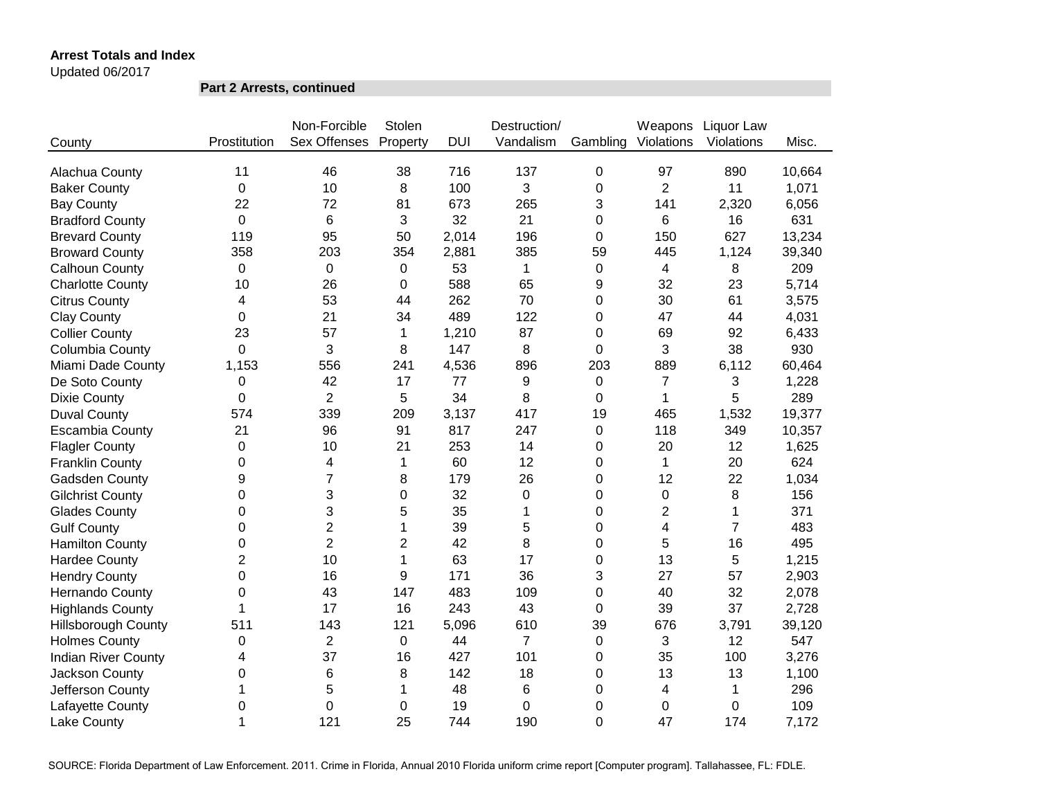**Arrest Totals and Index**

Updated 06/2017

**Part 2 Arrests, continued**

| County | Prostitution | Non-Forcible Sex Offenses | Stolen Property | DUI | Destruction/ Vandalism | Gambling | Weapons Violations | Liquor Law Violations | Misc. |
|---|---|---|---|---|---|---|---|---|---|
| Alachua County | 11 | 46 | 38 | 716 | 137 | 0 | 97 | 890 | 10,664 |
| Baker County | 0 | 10 | 8 | 100 | 3 | 0 | 2 | 11 | 1,071 |
| Bay County | 22 | 72 | 81 | 673 | 265 | 3 | 141 | 2,320 | 6,056 |
| Bradford County | 0 | 6 | 3 | 32 | 21 | 0 | 6 | 16 | 631 |
| Brevard County | 119 | 95 | 50 | 2,014 | 196 | 0 | 150 | 627 | 13,234 |
| Broward County | 358 | 203 | 354 | 2,881 | 385 | 59 | 445 | 1,124 | 39,340 |
| Calhoun County | 0 | 0 | 0 | 53 | 1 | 0 | 4 | 8 | 209 |
| Charlotte County | 10 | 26 | 0 | 588 | 65 | 9 | 32 | 23 | 5,714 |
| Citrus County | 4 | 53 | 44 | 262 | 70 | 0 | 30 | 61 | 3,575 |
| Clay County | 0 | 21 | 34 | 489 | 122 | 0 | 47 | 44 | 4,031 |
| Collier County | 23 | 57 | 1 | 1,210 | 87 | 0 | 69 | 92 | 6,433 |
| Columbia County | 0 | 3 | 8 | 147 | 8 | 0 | 3 | 38 | 930 |
| Miami Dade County | 1,153 | 556 | 241 | 4,536 | 896 | 203 | 889 | 6,112 | 60,464 |
| De Soto County | 0 | 42 | 17 | 77 | 9 | 0 | 7 | 3 | 1,228 |
| Dixie County | 0 | 2 | 5 | 34 | 8 | 0 | 1 | 5 | 289 |
| Duval County | 574 | 339 | 209 | 3,137 | 417 | 19 | 465 | 1,532 | 19,377 |
| Escambia County | 21 | 96 | 91 | 817 | 247 | 0 | 118 | 349 | 10,357 |
| Flagler County | 0 | 10 | 21 | 253 | 14 | 0 | 20 | 12 | 1,625 |
| Franklin County | 0 | 4 | 1 | 60 | 12 | 0 | 1 | 20 | 624 |
| Gadsden County | 9 | 7 | 8 | 179 | 26 | 0 | 12 | 22 | 1,034 |
| Gilchrist County | 0 | 3 | 0 | 32 | 0 | 0 | 0 | 8 | 156 |
| Glades County | 0 | 3 | 5 | 35 | 1 | 0 | 2 | 1 | 371 |
| Gulf County | 0 | 2 | 1 | 39 | 5 | 0 | 4 | 7 | 483 |
| Hamilton County | 0 | 2 | 2 | 42 | 8 | 0 | 5 | 16 | 495 |
| Hardee County | 2 | 10 | 1 | 63 | 17 | 0 | 13 | 5 | 1,215 |
| Hendry County | 0 | 16 | 9 | 171 | 36 | 3 | 27 | 57 | 2,903 |
| Hernando County | 0 | 43 | 147 | 483 | 109 | 0 | 40 | 32 | 2,078 |
| Highlands County | 1 | 17 | 16 | 243 | 43 | 0 | 39 | 37 | 2,728 |
| Hillsborough County | 511 | 143 | 121 | 5,096 | 610 | 39 | 676 | 3,791 | 39,120 |
| Holmes County | 0 | 2 | 0 | 44 | 7 | 0 | 3 | 12 | 547 |
| Indian River County | 4 | 37 | 16 | 427 | 101 | 0 | 35 | 100 | 3,276 |
| Jackson County | 0 | 6 | 8 | 142 | 18 | 0 | 13 | 13 | 1,100 |
| Jefferson County | 1 | 5 | 1 | 48 | 6 | 0 | 4 | 1 | 296 |
| Lafayette County | 0 | 0 | 0 | 19 | 0 | 0 | 0 | 0 | 109 |
| Lake County | 1 | 121 | 25 | 744 | 190 | 0 | 47 | 174 | 7,172 |

SOURCE: Florida Department of Law Enforcement. 2011. Crime in Florida, Annual 2010 Florida uniform crime report [Computer program]. Tallahassee, FL: FDLE.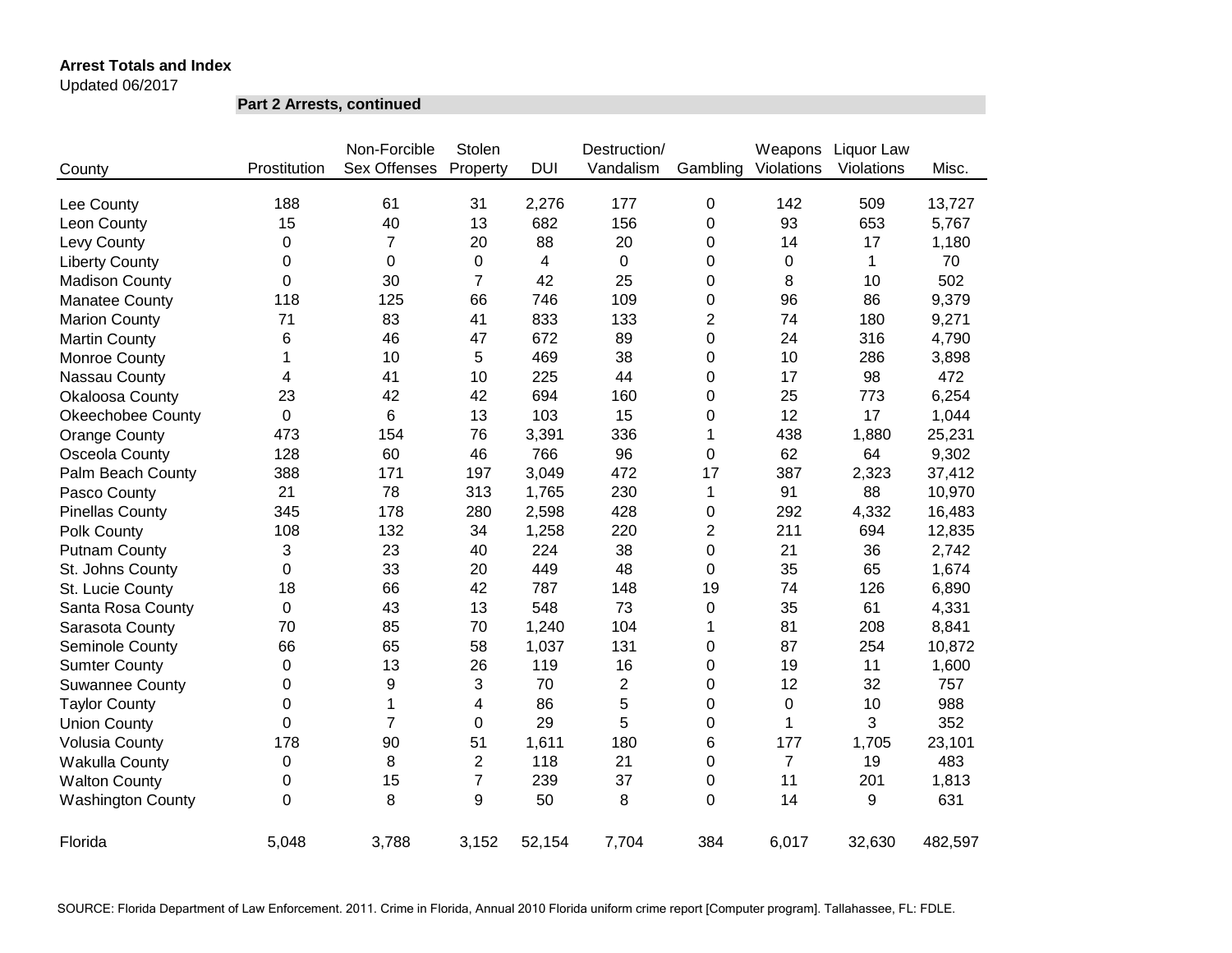**Arrest Totals and Index**
Updated 06/2017

**Part 2 Arrests, continued**

| County | Prostitution | Non-Forcible Sex Offenses | Stolen Property | DUI | Destruction/ Vandalism | Gambling | Weapons Violations | Liquor Law Violations | Misc. |
|---|---|---|---|---|---|---|---|---|---|
| Lee County | 188 | 61 | 31 | 2,276 | 177 | 0 | 142 | 509 | 13,727 |
| Leon County | 15 | 40 | 13 | 682 | 156 | 0 | 93 | 653 | 5,767 |
| Levy County | 0 | 7 | 20 | 88 | 20 | 0 | 14 | 17 | 1,180 |
| Liberty County | 0 | 0 | 0 | 4 | 0 | 0 | 0 | 1 | 70 |
| Madison County | 0 | 30 | 7 | 42 | 25 | 0 | 8 | 10 | 502 |
| Manatee County | 118 | 125 | 66 | 746 | 109 | 0 | 96 | 86 | 9,379 |
| Marion County | 71 | 83 | 41 | 833 | 133 | 2 | 74 | 180 | 9,271 |
| Martin County | 6 | 46 | 47 | 672 | 89 | 0 | 24 | 316 | 4,790 |
| Monroe County | 1 | 10 | 5 | 469 | 38 | 0 | 10 | 286 | 3,898 |
| Nassau County | 4 | 41 | 10 | 225 | 44 | 0 | 17 | 98 | 472 |
| Okaloosa County | 23 | 42 | 42 | 694 | 160 | 0 | 25 | 773 | 6,254 |
| Okeechobee County | 0 | 6 | 13 | 103 | 15 | 0 | 12 | 17 | 1,044 |
| Orange County | 473 | 154 | 76 | 3,391 | 336 | 1 | 438 | 1,880 | 25,231 |
| Osceola County | 128 | 60 | 46 | 766 | 96 | 0 | 62 | 64 | 9,302 |
| Palm Beach County | 388 | 171 | 197 | 3,049 | 472 | 17 | 387 | 2,323 | 37,412 |
| Pasco County | 21 | 78 | 313 | 1,765 | 230 | 1 | 91 | 88 | 10,970 |
| Pinellas County | 345 | 178 | 280 | 2,598 | 428 | 0 | 292 | 4,332 | 16,483 |
| Polk County | 108 | 132 | 34 | 1,258 | 220 | 2 | 211 | 694 | 12,835 |
| Putnam County | 3 | 23 | 40 | 224 | 38 | 0 | 21 | 36 | 2,742 |
| St. Johns County | 0 | 33 | 20 | 449 | 48 | 0 | 35 | 65 | 1,674 |
| St. Lucie County | 18 | 66 | 42 | 787 | 148 | 19 | 74 | 126 | 6,890 |
| Santa Rosa County | 0 | 43 | 13 | 548 | 73 | 0 | 35 | 61 | 4,331 |
| Sarasota County | 70 | 85 | 70 | 1,240 | 104 | 1 | 81 | 208 | 8,841 |
| Seminole County | 66 | 65 | 58 | 1,037 | 131 | 0 | 87 | 254 | 10,872 |
| Sumter County | 0 | 13 | 26 | 119 | 16 | 0 | 19 | 11 | 1,600 |
| Suwannee County | 0 | 9 | 3 | 70 | 2 | 0 | 12 | 32 | 757 |
| Taylor County | 0 | 1 | 4 | 86 | 5 | 0 | 0 | 10 | 988 |
| Union County | 0 | 7 | 0 | 29 | 5 | 0 | 1 | 3 | 352 |
| Volusia County | 178 | 90 | 51 | 1,611 | 180 | 6 | 177 | 1,705 | 23,101 |
| Wakulla County | 0 | 8 | 2 | 118 | 21 | 0 | 7 | 19 | 483 |
| Walton County | 0 | 15 | 7 | 239 | 37 | 0 | 11 | 201 | 1,813 |
| Washington County | 0 | 8 | 9 | 50 | 8 | 0 | 14 | 9 | 631 |
| Florida | 5,048 | 3,788 | 3,152 | 52,154 | 7,704 | 384 | 6,017 | 32,630 | 482,597 |

SOURCE: Florida Department of Law Enforcement. 2011. Crime in Florida, Annual 2010 Florida uniform crime report [Computer program]. Tallahassee, FL: FDLE.